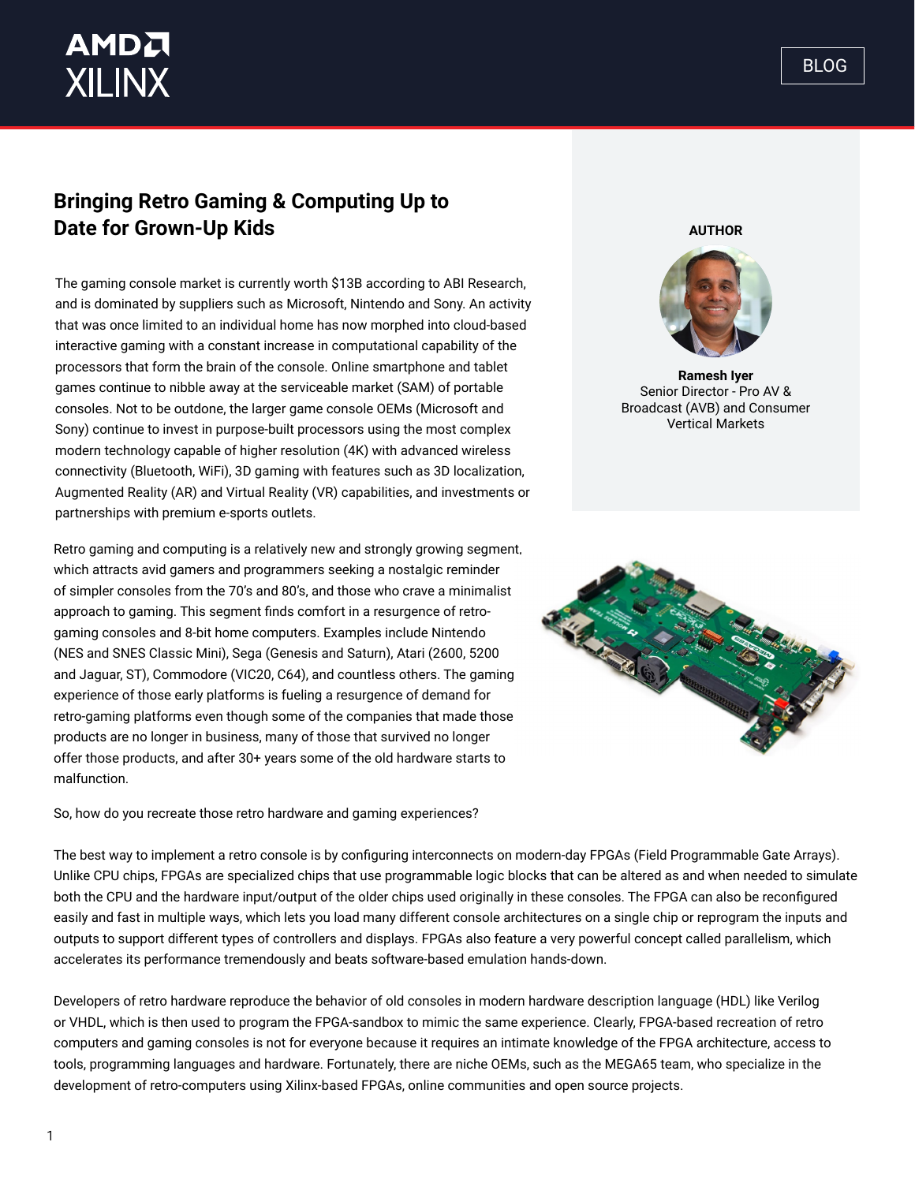# Bringing Retro Gaming & Computing Up to Date for Grown-Up Kids

**AUTHOR**

**Ramesh Iyer**
Senior Director - Pro AV & Broadcast (AVB) and Consumer Vertical Markets

The gaming console market is currently worth $13B according to ABI Research, and is dominated by suppliers such as Microsoft, Nintendo and Sony. An activity that was once limited to an individual home has now morphed into cloud-based interactive gaming with a constant increase in computational capability of the processors that form the brain of the console. Online smartphone and tablet games continue to nibble away at the serviceable market (SAM) of portable consoles. Not to be outdone, the larger game console OEMs (Microsoft and Sony) continue to invest in purpose-built processors using the most complex modern technology capable of higher resolution (4K) with advanced wireless connectivity (Bluetooth, WiFi), 3D gaming with features such as 3D localization, Augmented Reality (AR) and Virtual Reality (VR) capabilities, and investments or partnerships with premium e-sports outlets.

Retro gaming and computing is a relatively new and strongly growing segment, which attracts avid gamers and programmers seeking a nostalgic reminder of simpler consoles from the 70's and 80's, and those who crave a minimalist approach to gaming. This segment finds comfort in a resurgence of retro-gaming consoles and 8-bit home computers. Examples include Nintendo (NES and SNES Classic Mini), Sega (Genesis and Saturn), Atari (2600, 5200 and Jaguar, ST), Commodore (VIC20, C64), and countless others. The gaming experience of those early platforms is fueling a resurgence of demand for retro-gaming platforms even though some of the companies that made those products are no longer in business, many of those that survived no longer offer those products, and after 30+ years some of the old hardware starts to malfunction.

So, how do you recreate those retro hardware and gaming experiences?

The best way to implement a retro console is by configuring interconnects on modern-day FPGAs (Field Programmable Gate Arrays). Unlike CPU chips, FPGAs are specialized chips that use programmable logic blocks that can be altered as and when needed to simulate both the CPU and the hardware input/output of the older chips used originally in these consoles. The FPGA can also be reconfigured easily and fast in multiple ways, which lets you load many different console architectures on a single chip or reprogram the inputs and outputs to support different types of controllers and displays. FPGAs also feature a very powerful concept called parallelism, which accelerates its performance tremendously and beats software-based emulation hands-down.

Developers of retro hardware reproduce the behavior of old consoles in modern hardware description language (HDL) like Verilog or VHDL, which is then used to program the FPGA-sandbox to mimic the same experience. Clearly, FPGA-based recreation of retro computers and gaming consoles is not for everyone because it requires an intimate knowledge of the FPGA architecture, access to tools, programming languages and hardware. Fortunately, there are niche OEMs, such as the MEGA65 team, who specialize in the development of retro-computers using Xilinx-based FPGAs, online communities and open source projects.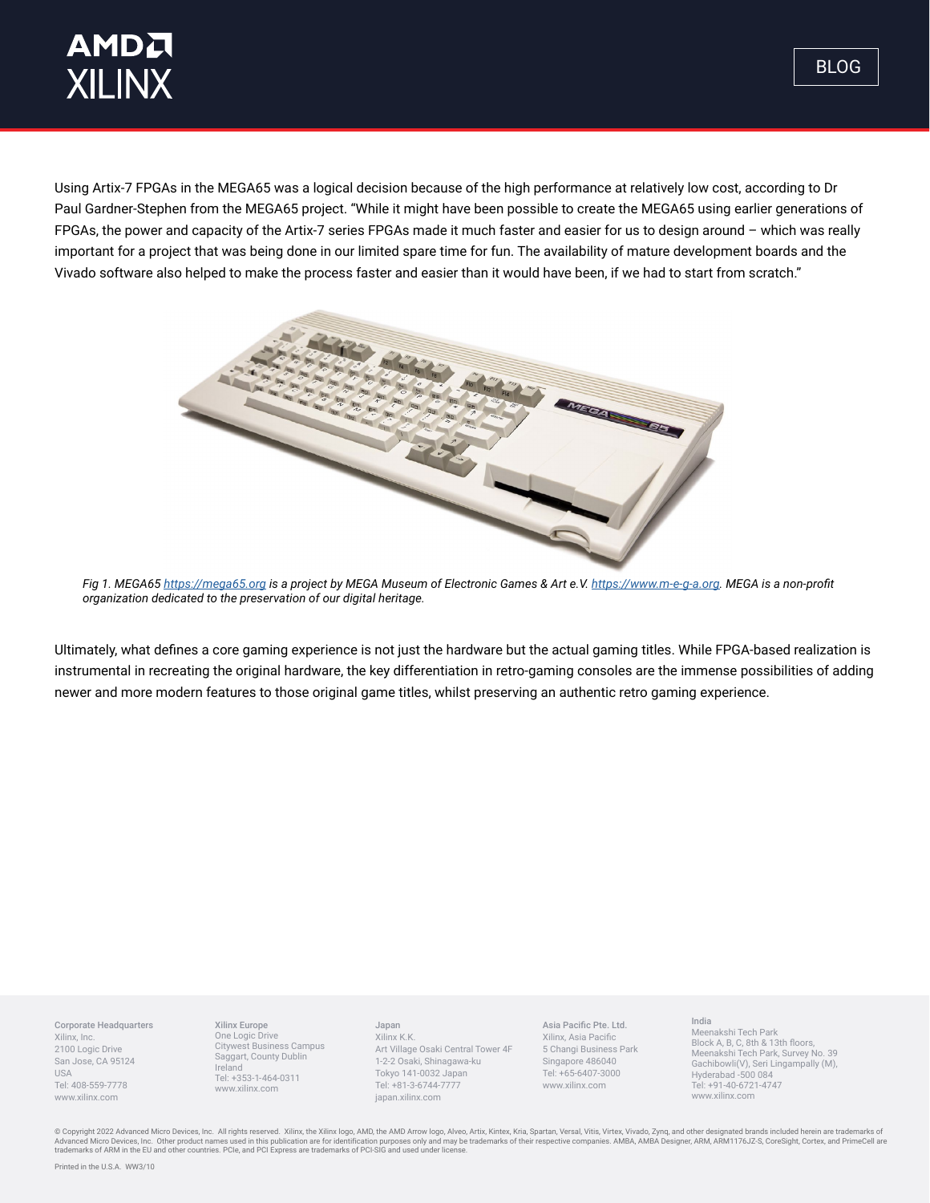Using Artix-7 FPGAs in the MEGA65 was a logical decision because of the high performance at relatively low cost, according to Dr Paul Gardner-Stephen from the MEGA65 project. "While it might have been possible to create the MEGA65 using earlier generations of FPGAs, the power and capacity of the Artix-7 series FPGAs made it much faster and easier for us to design around – which was really important for a project that was being done in our limited spare time for fun. The availability of mature development boards and the Vivado software also helped to make the process faster and easier than it would have been, if we had to start from scratch."

*Fig 1. MEGA65 [https://mega65.org](https://mega65.org) is a project by MEGA Museum of Electronic Games & Art e.V. [https://www.m-e-g-a.org](https://www.m-e-g-a.org). MEGA is a non-profit organization dedicated to the preservation of our digital heritage.*

Ultimately, what defines a core gaming experience is not just the hardware but the actual gaming titles. While FPGA-based realization is instrumental in recreating the original hardware, the key differentiation in retro-gaming consoles are the immense possibilities of adding newer and more modern features to those original game titles, whilst preserving an authentic retro gaming experience.

**Corporate Headquarters**
Xilinx, Inc.
2100 Logic Drive
San Jose, CA 95124
USA
Tel: 408-559-7778
www.xilinx.com

**Xilinx Europe**
One Logic Drive
Citywest Business Campus
Saggart, County Dublin
Ireland
Tel: +353-1-464-0311
www.xilinx.com

**Japan**
Xilinx K.K.
Art Village Osaki Central Tower 4F
1-2-2 Osaki, Shinagawa-ku
Tokyo 141-0032 Japan
Tel: +81-3-6744-7777
japan.xilinx.com

**Asia Pacific Pte. Ltd.**
Xilinx, Asia Pacific
5 Changi Business Park
Singapore 486040
Tel: +65-6407-3000
www.xilinx.com

**India**
Meenakshi Tech Park
Block A, B, C, 8th & 13th floors,
Meenakshi Tech Park, Survey No. 39
Gachibowli(V), Seri Lingampally (M),
Hyderabad -500 084
Tel: +91-40-6721-4747
www.xilinx.com

© Copyright 2022 Advanced Micro Devices, Inc. All rights reserved. Xilinx, the Xilinx logo, AMD, the AMD Arrow logo, Alveo, Artix, Kintex, Kria, Spartan, Versal, Vitis, Virtex, Vivado, Zynq, and other designated brands included herein are trademarks of Advanced Micro Devices, Inc. Other product names used in this publication are for identification purposes only and may be trademarks of their respective companies. AMBA, AMBA Designer, ARM, ARM1176JZ-S, CoreSight, Cortex, and PrimeCell are trademarks of ARM in the EU and other countries. PCIe, and PCI Express are trademarks of PCI-SIG and used under license.

Printed in the U.S.A. WW3/10